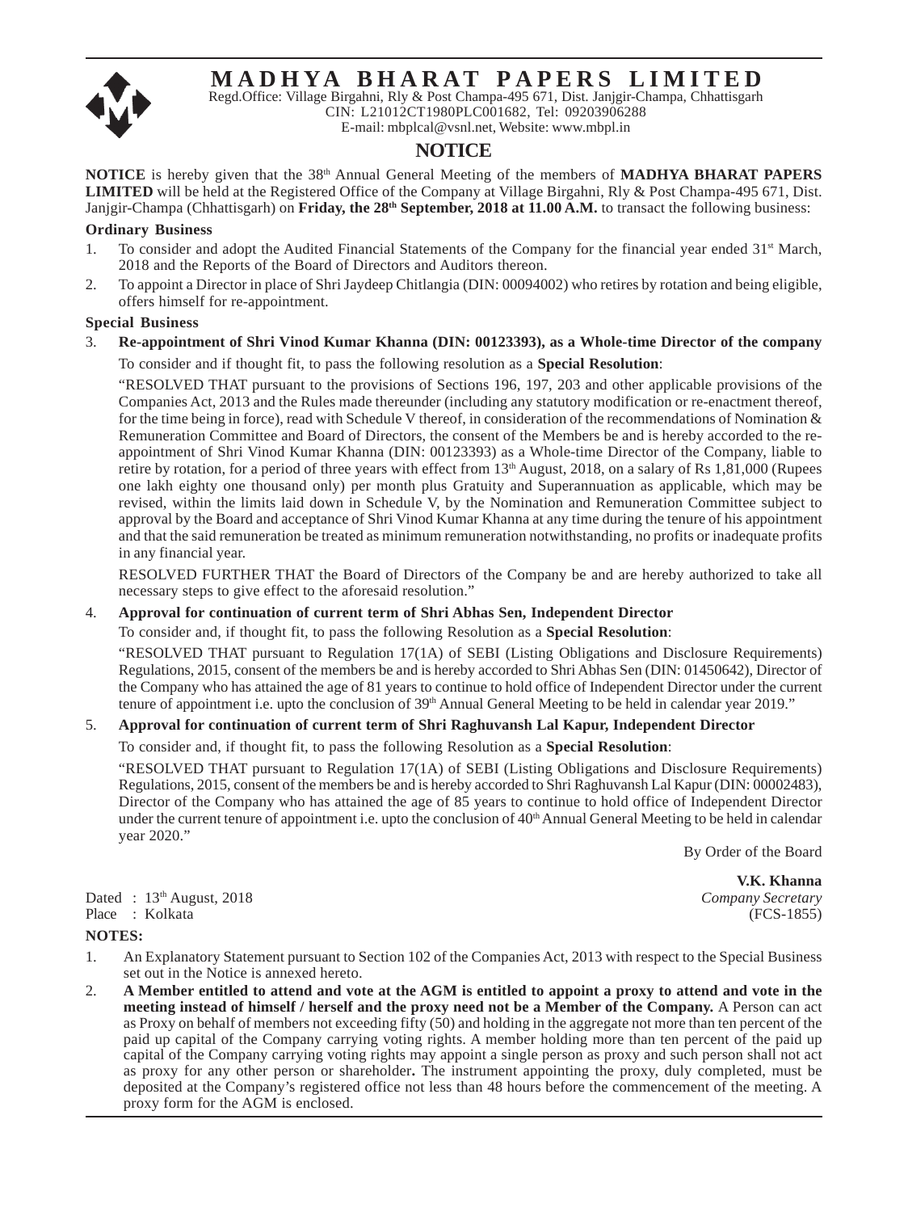# MADHYA BHARAT PAPERS LIMITED

Regd.Office: Village Birgahni, Rly & Post Champa-495 671, Dist. Janjgir-Champa, Chhattisgarh
CIN: L21012CT1980PLC001682, Tel: 09203906288
E-mail: mbplcal@vsnl.net, Website: www.mbpl.in

## NOTICE

**NOTICE** is hereby given that the 38th Annual General Meeting of the members of **MADHYA BHARAT PAPERS LIMITED** will be held at the Registered Office of the Company at Village Birgahni, Rly & Post Champa-495 671, Dist. Janjgir-Champa (Chhattisgarh) on **Friday, the 28th September, 2018 at 11.00 A.M.** to transact the following business:

### Ordinary Business

1. To consider and adopt the Audited Financial Statements of the Company for the financial year ended 31st March, 2018 and the Reports of the Board of Directors and Auditors thereon.
2. To appoint a Director in place of Shri Jaydeep Chitlangia (DIN: 00094002) who retires by rotation and being eligible, offers himself for re-appointment.

### Special Business

3. **Re-appointment of Shri Vinod Kumar Khanna (DIN: 00123393), as a Whole-time Director of the company**

   To consider and if thought fit, to pass the following resolution as a **Special Resolution**:

   "RESOLVED THAT pursuant to the provisions of Sections 196, 197, 203 and other applicable provisions of the Companies Act, 2013 and the Rules made thereunder (including any statutory modification or re-enactment thereof, for the time being in force), read with Schedule V thereof, in consideration of the recommendations of Nomination & Remuneration Committee and Board of Directors, the consent of the Members be and is hereby accorded to the re-appointment of Shri Vinod Kumar Khanna (DIN: 00123393) as a Whole-time Director of the Company, liable to retire by rotation, for a period of three years with effect from 13th August, 2018, on a salary of Rs 1,81,000 (Rupees one lakh eighty one thousand only) per month plus Gratuity and Superannuation as applicable, which may be revised, within the limits laid down in Schedule V, by the Nomination and Remuneration Committee subject to approval by the Board and acceptance of Shri Vinod Kumar Khanna at any time during the tenure of his appointment and that the said remuneration be treated as minimum remuneration notwithstanding, no profits or inadequate profits in any financial year.

   RESOLVED FURTHER THAT the Board of Directors of the Company be and are hereby authorized to take all necessary steps to give effect to the aforesaid resolution."

4. **Approval for continuation of current term of Shri Abhas Sen, Independent Director**

   To consider and, if thought fit, to pass the following Resolution as a **Special Resolution**:

   "RESOLVED THAT pursuant to Regulation 17(1A) of SEBI (Listing Obligations and Disclosure Requirements) Regulations, 2015, consent of the members be and is hereby accorded to Shri Abhas Sen (DIN: 01450642), Director of the Company who has attained the age of 81 years to continue to hold office of Independent Director under the current tenure of appointment i.e. upto the conclusion of 39th Annual General Meeting to be held in calendar year 2019."

5. **Approval for continuation of current term of Shri Raghuvansh Lal Kapur, Independent Director**

   To consider and, if thought fit, to pass the following Resolution as a **Special Resolution**:

   "RESOLVED THAT pursuant to Regulation 17(1A) of SEBI (Listing Obligations and Disclosure Requirements) Regulations, 2015, consent of the members be and is hereby accorded to Shri Raghuvansh Lal Kapur (DIN: 00002483), Director of the Company who has attained the age of 85 years to continue to hold office of Independent Director under the current tenure of appointment i.e. upto the conclusion of 40th Annual General Meeting to be held in calendar year 2020."

By Order of the Board

**V.K. Khanna**
*Company Secretary*
(FCS-1855)

Dated : 13th August, 2018
Place : Kolkata

### NOTES:

1. An Explanatory Statement pursuant to Section 102 of the Companies Act, 2013 with respect to the Special Business set out in the Notice is annexed hereto.
2. **A Member entitled to attend and vote at the AGM is entitled to appoint a proxy to attend and vote in the meeting instead of himself / herself and the proxy need not be a Member of the Company.** A Person can act as Proxy on behalf of members not exceeding fifty (50) and holding in the aggregate not more than ten percent of the paid up capital of the Company carrying voting rights. A member holding more than ten percent of the paid up capital of the Company carrying voting rights may appoint a single person as proxy and such person shall not act as proxy for any other person or shareholder**.** The instrument appointing the proxy, duly completed, must be deposited at the Company's registered office not less than 48 hours before the commencement of the meeting. A proxy form for the AGM is enclosed.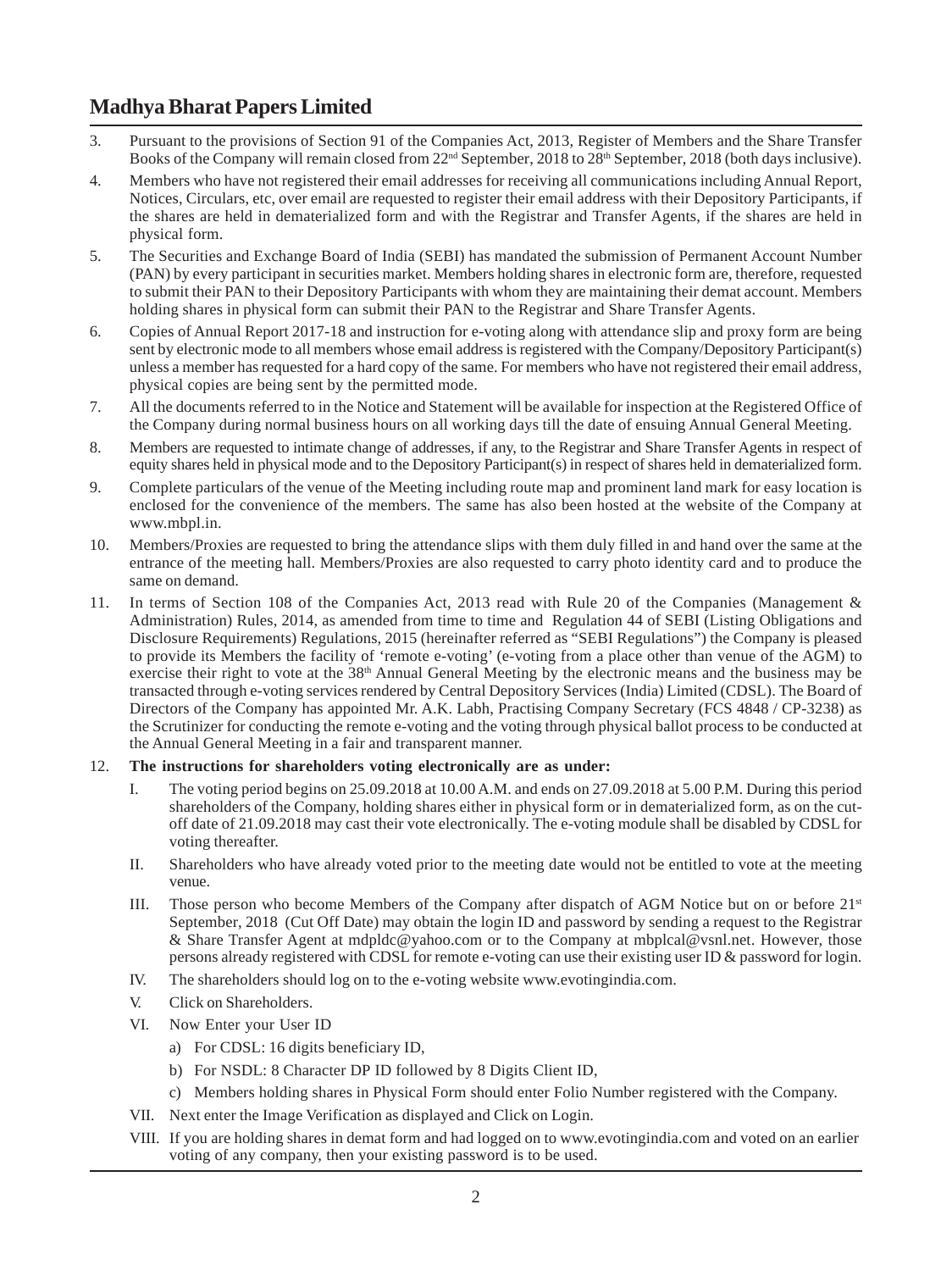3. Pursuant to the provisions of Section 91 of the Companies Act, 2013, Register of Members and the Share Transfer Books of the Company will remain closed from 22nd September, 2018 to 28th September, 2018 (both days inclusive).

4. Members who have not registered their email addresses for receiving all communications including Annual Report, Notices, Circulars, etc, over email are requested to register their email address with their Depository Participants, if the shares are held in dematerialized form and with the Registrar and Transfer Agents, if the shares are held in physical form.

5. The Securities and Exchange Board of India (SEBI) has mandated the submission of Permanent Account Number (PAN) by every participant in securities market. Members holding shares in electronic form are, therefore, requested to submit their PAN to their Depository Participants with whom they are maintaining their demat account. Members holding shares in physical form can submit their PAN to the Registrar and Share Transfer Agents.

6. Copies of Annual Report 2017-18 and instruction for e-voting along with attendance slip and proxy form are being sent by electronic mode to all members whose email address is registered with the Company/Depository Participant(s) unless a member has requested for a hard copy of the same. For members who have not registered their email address, physical copies are being sent by the permitted mode.

7. All the documents referred to in the Notice and Statement will be available for inspection at the Registered Office of the Company during normal business hours on all working days till the date of ensuing Annual General Meeting.

8. Members are requested to intimate change of addresses, if any, to the Registrar and Share Transfer Agents in respect of equity shares held in physical mode and to the Depository Participant(s) in respect of shares held in dematerialized form.

9. Complete particulars of the venue of the Meeting including route map and prominent land mark for easy location is enclosed for the convenience of the members. The same has also been hosted at the website of the Company at www.mbpl.in.

10. Members/Proxies are requested to bring the attendance slips with them duly filled in and hand over the same at the entrance of the meeting hall. Members/Proxies are also requested to carry photo identity card and to produce the same on demand.

11. In terms of Section 108 of the Companies Act, 2013 read with Rule 20 of the Companies (Management & Administration) Rules, 2014, as amended from time to time and Regulation 44 of SEBI (Listing Obligations and Disclosure Requirements) Regulations, 2015 (hereinafter referred as "SEBI Regulations") the Company is pleased to provide its Members the facility of 'remote e-voting' (e-voting from a place other than venue of the AGM) to exercise their right to vote at the 38th Annual General Meeting by the electronic means and the business may be transacted through e-voting services rendered by Central Depository Services (India) Limited (CDSL). The Board of Directors of the Company has appointed Mr. A.K. Labh, Practising Company Secretary (FCS 4848 / CP-3238) as the Scrutinizer for conducting the remote e-voting and the voting through physical ballot process to be conducted at the Annual General Meeting in a fair and transparent manner.

12. **The instructions for shareholders voting electronically are as under:**

    I. The voting period begins on 25.09.2018 at 10.00 A.M. and ends on 27.09.2018 at 5.00 P.M. During this period shareholders of the Company, holding shares either in physical form or in dematerialized form, as on the cut-off date of 21.09.2018 may cast their vote electronically. The e-voting module shall be disabled by CDSL for voting thereafter.

    II. Shareholders who have already voted prior to the meeting date would not be entitled to vote at the meeting venue.

    III. Those person who become Members of the Company after dispatch of AGM Notice but on or before 21st September, 2018 (Cut Off Date) may obtain the login ID and password by sending a request to the Registrar & Share Transfer Agent at mdpldc@yahoo.com or to the Company at mbplcal@vsnl.net. However, those persons already registered with CDSL for remote e-voting can use their existing user ID & password for login.

    IV. The shareholders should log on to the e-voting website www.evotingindia.com.

    V. Click on Shareholders.

    VI. Now Enter your User ID

    a) For CDSL: 16 digits beneficiary ID,

    b) For NSDL: 8 Character DP ID followed by 8 Digits Client ID,

    c) Members holding shares in Physical Form should enter Folio Number registered with the Company.

    VII. Next enter the Image Verification as displayed and Click on Login.

    VIII. If you are holding shares in demat form and had logged on to www.evotingindia.com and voted on an earlier voting of any company, then your existing password is to be used.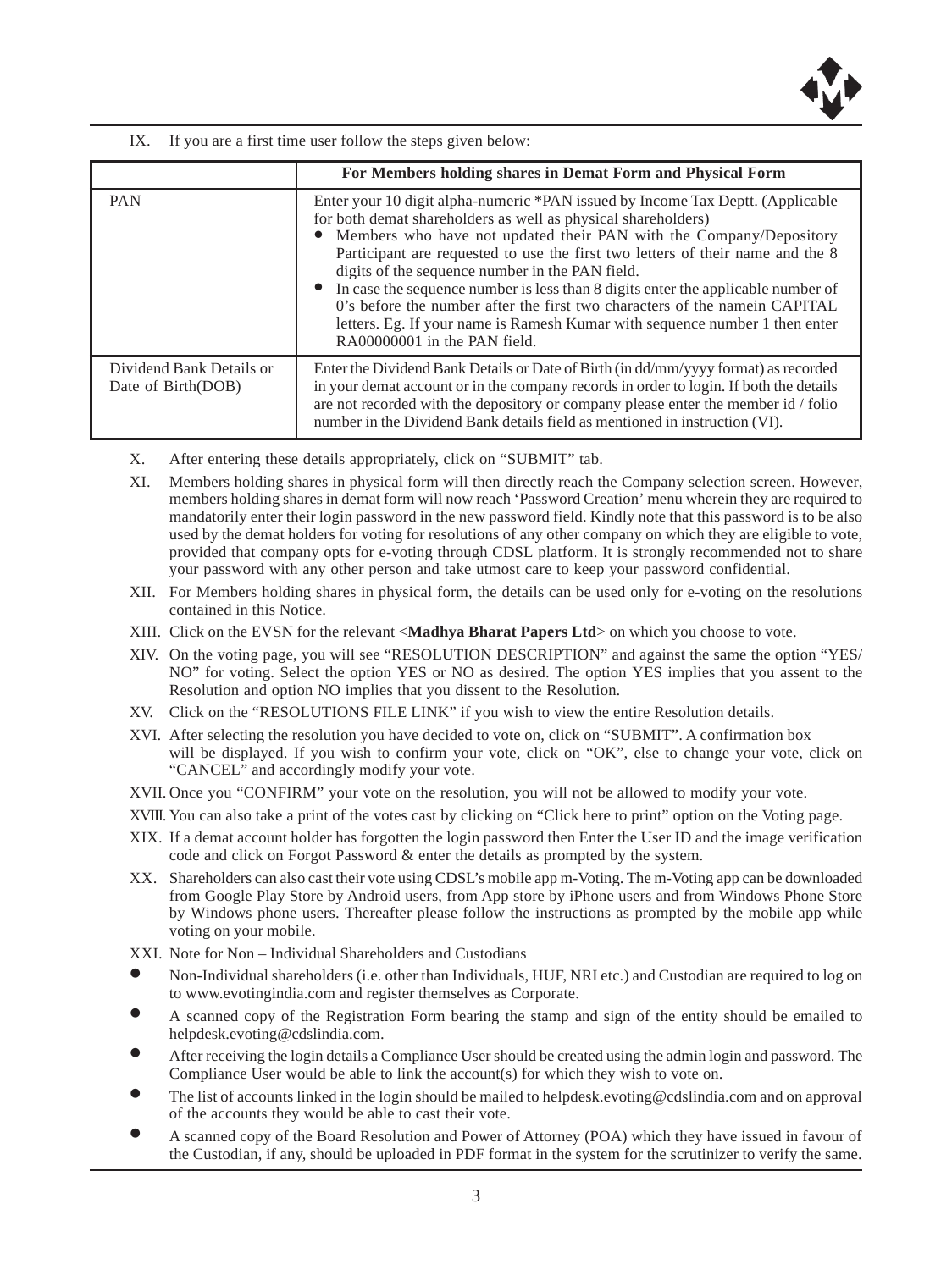IX. If you are a first time user follow the steps given below:

| | For Members holding shares in Demat Form and Physical Form |
|---|---|
| PAN | Enter your 10 digit alpha-numeric *PAN issued by Income Tax Deptt. (Applicable for both demat shareholders as well as physical shareholders)<br>• Members who have not updated their PAN with the Company/Depository Participant are requested to use the first two letters of their name and the 8 digits of the sequence number in the PAN field.<br>• In case the sequence number is less than 8 digits enter the applicable number of 0's before the number after the first two characters of the namein CAPITAL letters. Eg. If your name is Ramesh Kumar with sequence number 1 then enter RA00000001 in the PAN field. |
| Dividend Bank Details or Date of Birth(DOB) | Enter the Dividend Bank Details or Date of Birth (in dd/mm/yyyy format) as recorded in your demat account or in the company records in order to login. If both the details are not recorded with the depository or company please enter the member id / folio number in the Dividend Bank details field as mentioned in instruction (VI). |

X. After entering these details appropriately, click on "SUBMIT" tab.

XI. Members holding shares in physical form will then directly reach the Company selection screen. However, members holding shares in demat form will now reach 'Password Creation' menu wherein they are required to mandatorily enter their login password in the new password field. Kindly note that this password is to be also used by the demat holders for voting for resolutions of any other company on which they are eligible to vote, provided that company opts for e-voting through CDSL platform. It is strongly recommended not to share your password with any other person and take utmost care to keep your password confidential.

XII. For Members holding shares in physical form, the details can be used only for e-voting on the resolutions contained in this Notice.

XIII. Click on the EVSN for the relevant <**Madhya Bharat Papers Ltd**> on which you choose to vote.

XIV. On the voting page, you will see "RESOLUTION DESCRIPTION" and against the same the option "YES/ NO" for voting. Select the option YES or NO as desired. The option YES implies that you assent to the Resolution and option NO implies that you dissent to the Resolution.

XV. Click on the "RESOLUTIONS FILE LINK" if you wish to view the entire Resolution details.

XVI. After selecting the resolution you have decided to vote on, click on "SUBMIT". A confirmation box will be displayed. If you wish to confirm your vote, click on "OK", else to change your vote, click on "CANCEL" and accordingly modify your vote.

XVII. Once you "CONFIRM" your vote on the resolution, you will not be allowed to modify your vote.

XVIII. You can also take a print of the votes cast by clicking on "Click here to print" option on the Voting page.

XIX. If a demat account holder has forgotten the login password then Enter the User ID and the image verification code and click on Forgot Password & enter the details as prompted by the system.

XX. Shareholders can also cast their vote using CDSL's mobile app m-Voting. The m-Voting app can be downloaded from Google Play Store by Android users, from App store by iPhone users and from Windows Phone Store by Windows phone users. Thereafter please follow the instructions as prompted by the mobile app while voting on your mobile.

XXI. Note for Non – Individual Shareholders and Custodians

- Non-Individual shareholders (i.e. other than Individuals, HUF, NRI etc.) and Custodian are required to log on to www.evotingindia.com and register themselves as Corporate.
- A scanned copy of the Registration Form bearing the stamp and sign of the entity should be emailed to helpdesk.evoting@cdslindia.com.
- After receiving the login details a Compliance User should be created using the admin login and password. The Compliance User would be able to link the account(s) for which they wish to vote on.
- The list of accounts linked in the login should be mailed to helpdesk.evoting@cdslindia.com and on approval of the accounts they would be able to cast their vote.
- A scanned copy of the Board Resolution and Power of Attorney (POA) which they have issued in favour of the Custodian, if any, should be uploaded in PDF format in the system for the scrutinizer to verify the same.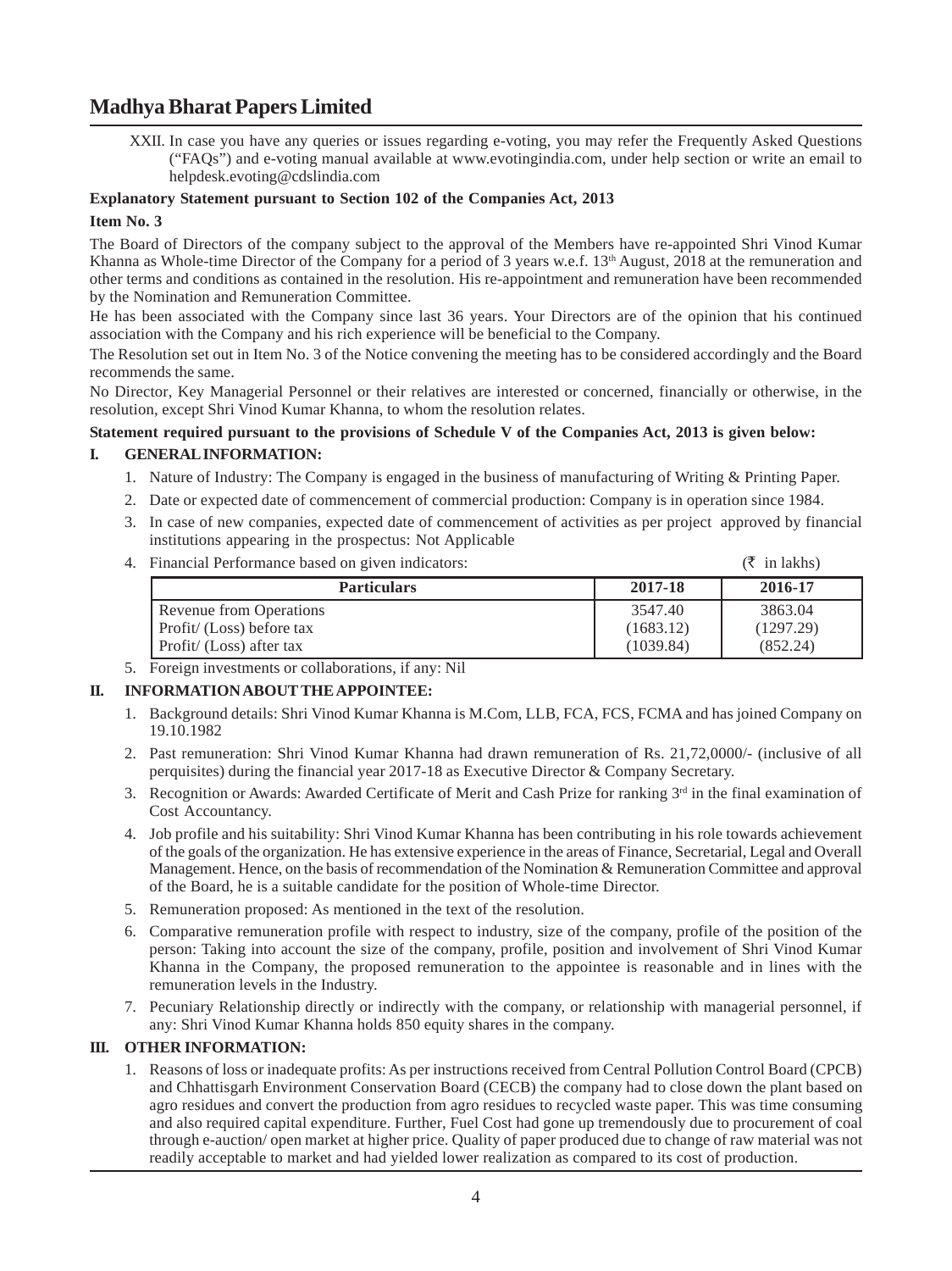XXII. In case you have any queries or issues regarding e-voting, you may refer the Frequently Asked Questions ("FAQs") and e-voting manual available at www.evotingindia.com, under help section or write an email to helpdesk.evoting@cdslindia.com

**Explanatory Statement pursuant to Section 102 of the Companies Act, 2013**

**Item No. 3**

The Board of Directors of the company subject to the approval of the Members have re-appointed Shri Vinod Kumar Khanna as Whole-time Director of the Company for a period of 3 years w.e.f. 13th August, 2018 at the remuneration and other terms and conditions as contained in the resolution. His re-appointment and remuneration have been recommended by the Nomination and Remuneration Committee.

He has been associated with the Company since last 36 years. Your Directors are of the opinion that his continued association with the Company and his rich experience will be beneficial to the Company.

The Resolution set out in Item No. 3 of the Notice convening the meeting has to be considered accordingly and the Board recommends the same.

No Director, Key Managerial Personnel or their relatives are interested or concerned, financially or otherwise, in the resolution, except Shri Vinod Kumar Khanna, to whom the resolution relates.

**Statement required pursuant to the provisions of Schedule V of the Companies Act, 2013 is given below:**

**I. GENERAL INFORMATION:**

1. Nature of Industry: The Company is engaged in the business of manufacturing of Writing & Printing Paper.
2. Date or expected date of commencement of commercial production: Company is in operation since 1984.
3. In case of new companies, expected date of commencement of activities as per project approved by financial institutions appearing in the prospectus: Not Applicable
4. Financial Performance based on given indicators: (₹ in lakhs)

| Particulars | 2017-18 | 2016-17 |
|---|---|---|
| Revenue from Operations | 3547.40 | 3863.04 |
| Profit/ (Loss) before tax | (1683.12) | (1297.29) |
| Profit/ (Loss) after tax | (1039.84) | (852.24) |

5. Foreign investments or collaborations, if any: Nil

**II. INFORMATION ABOUT THE APPOINTEE:**

1. Background details: Shri Vinod Kumar Khanna is M.Com, LLB, FCA, FCS, FCMA and has joined Company on 19.10.1982
2. Past remuneration: Shri Vinod Kumar Khanna had drawn remuneration of Rs. 21,72,0000/- (inclusive of all perquisites) during the financial year 2017-18 as Executive Director & Company Secretary.
3. Recognition or Awards: Awarded Certificate of Merit and Cash Prize for ranking 3rd in the final examination of Cost Accountancy.
4. Job profile and his suitability: Shri Vinod Kumar Khanna has been contributing in his role towards achievement of the goals of the organization. He has extensive experience in the areas of Finance, Secretarial, Legal and Overall Management. Hence, on the basis of recommendation of the Nomination & Remuneration Committee and approval of the Board, he is a suitable candidate for the position of Whole-time Director.
5. Remuneration proposed: As mentioned in the text of the resolution.
6. Comparative remuneration profile with respect to industry, size of the company, profile of the position of the person: Taking into account the size of the company, profile, position and involvement of Shri Vinod Kumar Khanna in the Company, the proposed remuneration to the appointee is reasonable and in lines with the remuneration levels in the Industry.
7. Pecuniary Relationship directly or indirectly with the company, or relationship with managerial personnel, if any: Shri Vinod Kumar Khanna holds 850 equity shares in the company.

**III. OTHER INFORMATION:**

1. Reasons of loss or inadequate profits: As per instructions received from Central Pollution Control Board (CPCB) and Chhattisgarh Environment Conservation Board (CECB) the company had to close down the plant based on agro residues and convert the production from agro residues to recycled waste paper. This was time consuming and also required capital expenditure. Further, Fuel Cost had gone up tremendously due to procurement of coal through e-auction/ open market at higher price. Quality of paper produced due to change of raw material was not readily acceptable to market and had yielded lower realization as compared to its cost of production.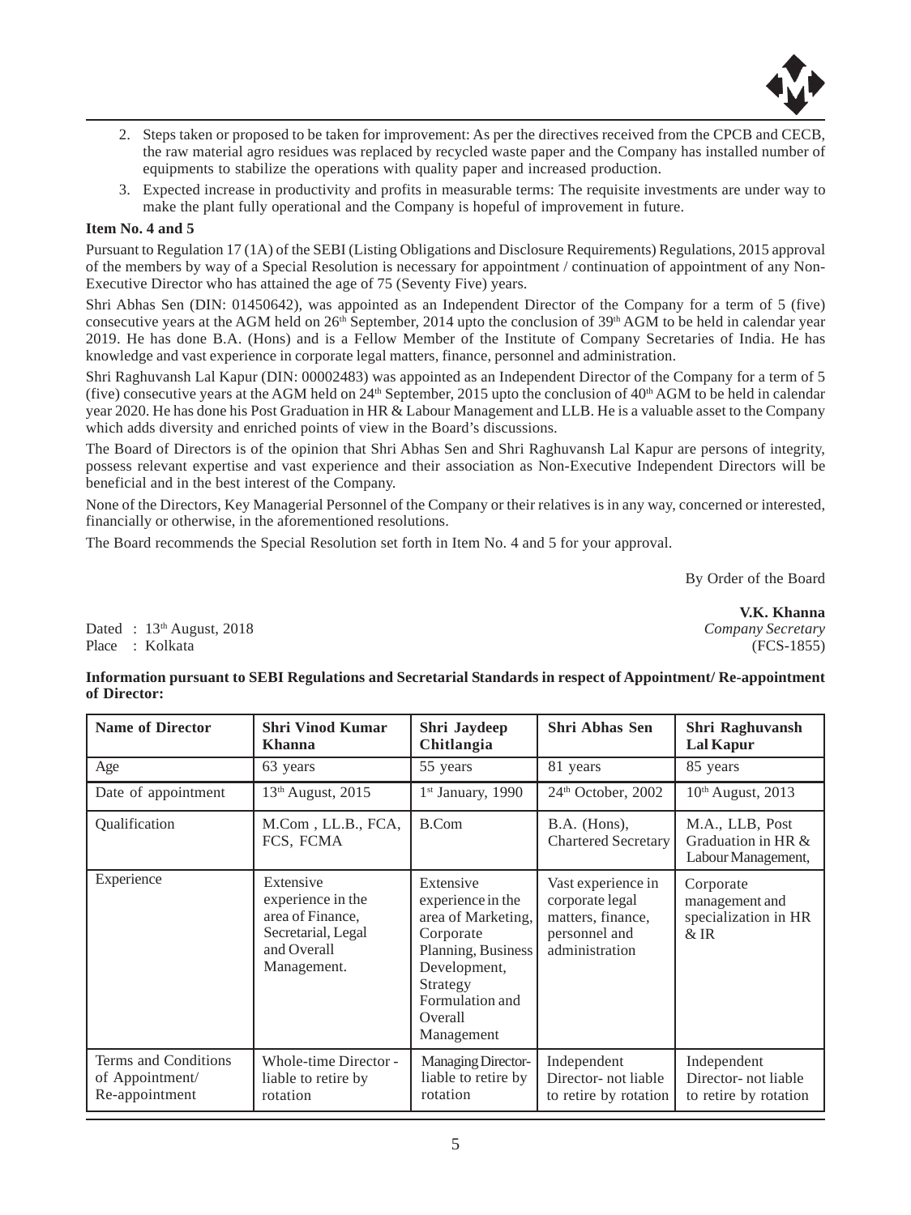2. Steps taken or proposed to be taken for improvement: As per the directives received from the CPCB and CECB, the raw material agro residues was replaced by recycled waste paper and the Company has installed number of equipments to stabilize the operations with quality paper and increased production.

3. Expected increase in productivity and profits in measurable terms: The requisite investments are under way to make the plant fully operational and the Company is hopeful of improvement in future.

**Item No. 4 and 5**

Pursuant to Regulation 17 (1A) of the SEBI (Listing Obligations and Disclosure Requirements) Regulations, 2015 approval of the members by way of a Special Resolution is necessary for appointment / continuation of appointment of any Non-Executive Director who has attained the age of 75 (Seventy Five) years.

Shri Abhas Sen (DIN: 01450642), was appointed as an Independent Director of the Company for a term of 5 (five) consecutive years at the AGM held on 26th September, 2014 upto the conclusion of 39th AGM to be held in calendar year 2019. He has done B.A. (Hons) and is a Fellow Member of the Institute of Company Secretaries of India. He has knowledge and vast experience in corporate legal matters, finance, personnel and administration.

Shri Raghuvansh Lal Kapur (DIN: 00002483) was appointed as an Independent Director of the Company for a term of 5 (five) consecutive years at the AGM held on 24th September, 2015 upto the conclusion of 40th AGM to be held in calendar year 2020. He has done his Post Graduation in HR & Labour Management and LLB. He is a valuable asset to the Company which adds diversity and enriched points of view in the Board's discussions.

The Board of Directors is of the opinion that Shri Abhas Sen and Shri Raghuvansh Lal Kapur are persons of integrity, possess relevant expertise and vast experience and their association as Non-Executive Independent Directors will be beneficial and in the best interest of the Company.

None of the Directors, Key Managerial Personnel of the Company or their relatives is in any way, concerned or interested, financially or otherwise, in the aforementioned resolutions.

The Board recommends the Special Resolution set forth in Item No. 4 and 5 for your approval.

By Order of the Board

**V.K. Khanna**
*Company Secretary*
(FCS-1855)

Dated : 13th August, 2018
Place : Kolkata

**Information pursuant to SEBI Regulations and Secretarial Standards in respect of Appointment/ Re-appointment of Director:**

| Name of Director | Shri Vinod Kumar Khanna | Shri Jaydeep Chitlangia | Shri Abhas Sen | Shri Raghuvansh Lal Kapur |
|---|---|---|---|---|
| Age | 63 years | 55 years | 81 years | 85 years |
| Date of appointment | 13th August, 2015 | 1st January, 1990 | 24th October, 2002 | 10th August, 2013 |
| Qualification | M.Com , LL.B., FCA, FCS, FCMA | B.Com | B.A. (Hons), Chartered Secretary | M.A., LLB, Post Graduation in HR & Labour Management, |
| Experience | Extensive experience in the area of Finance, Secretarial, Legal and Overall Management. | Extensive experience in the area of Marketing, Corporate Planning, Business Development, Strategy Formulation and Overall Management | Vast experience in corporate legal matters, finance, personnel and administration | Corporate management and specialization in HR & IR |
| Terms and Conditions of Appointment/ Re-appointment | Whole-time Director - liable to retire by rotation | Managing Director- liable to retire by rotation | Independent Director- not liable to retire by rotation | Independent Director- not liable to retire by rotation |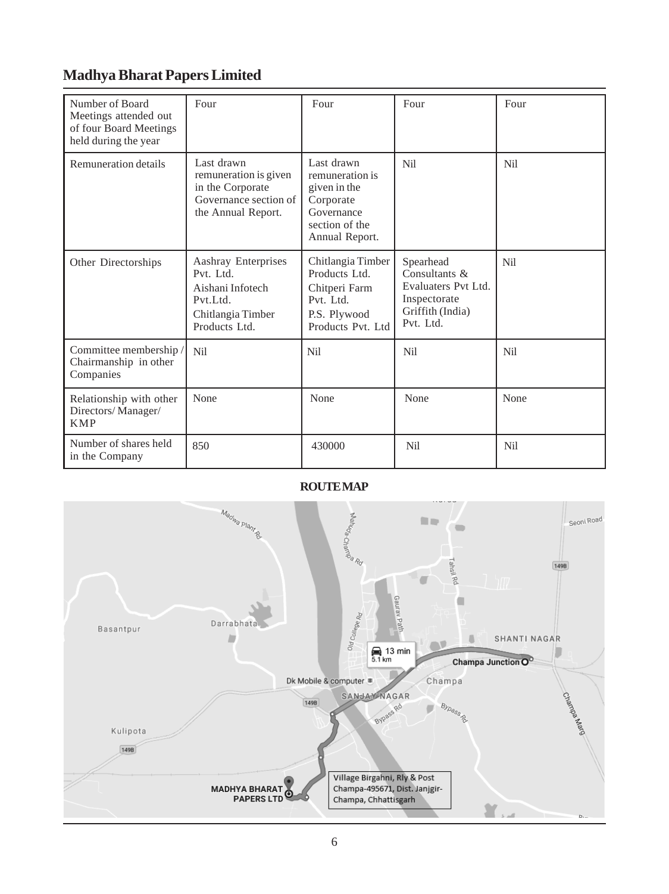| Number of Board Meetings attended out of four Board Meetings held during the year | Four | Four | Four | Four |
|---|---|---|---|---|
| Remuneration details | Last drawn remuneration is given in the Corporate Governance section of the Annual Report. | Last drawn remuneration is given in the Corporate Governance section of the Annual Report. | Nil | Nil |
| Other Directorships | Aashray Enterprises Pvt. Ltd.<br>Aishani Infotech Pvt.Ltd.<br>Chitlangia Timber Products Ltd. | Chitlangia Timber Products Ltd.<br>Chitperi Farm Pvt. Ltd.<br>P.S. Plywood Products Pvt. Ltd | Spearhead Consultants & Evaluaters Pvt Ltd.<br>Inspectorate Griffith (India) Pvt. Ltd. | Nil |
| Committee membership / Chairmanship in other Companies | Nil | Nil | Nil | Nil |
| Relationship with other Directors/ Manager/ KMP | None | None | None | None |
| Number of shares held in the Company | 850 | 430000 | Nil | Nil |

**ROUTE MAP**

Village Birgahni, Rly & Post Champa-495671, Dist. Janjgir-Champa, Chhattisgarh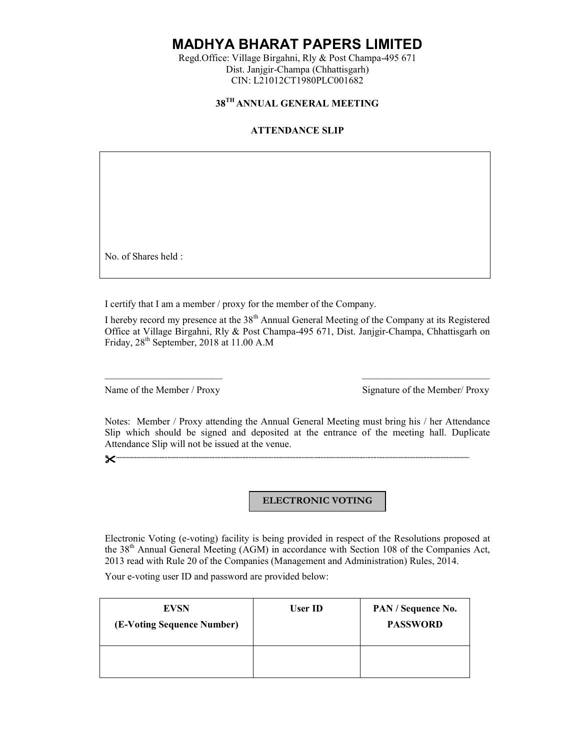# MADHYA BHARAT PAPERS LIMITED

Regd.Office: Village Birgahni, Rly & Post Champa-495 671
Dist. Janjgir-Champa (Chhattisgarh)
CIN: L21012CT1980PLC001682

**38TH ANNUAL GENERAL MEETING**

**ATTENDANCE SLIP**

No. of Shares held :

I certify that I am a member / proxy for the member of the Company.

I hereby record my presence at the 38th Annual General Meeting of the Company at its Registered Office at Village Birgahni, Rly & Post Champa-495 671, Dist. Janjgir-Champa, Chhattisgarh on Friday, 28th September, 2018 at 11.00 A.M

\_\_\_\_\_\_\_\_\_\_\_\_\_\_\_\_\_\_\_\_\_\_\_\_ \_\_\_\_\_\_\_\_\_\_\_\_\_\_\_\_\_\_\_\_\_\_\_\_

Name of the Member / Proxy Signature of the Member/ Proxy

Notes: Member / Proxy attending the Annual General Meeting must bring his / her Attendance Slip which should be signed and deposited at the entrance of the meeting hall. Duplicate Attendance Slip will not be issued at the venue.

---

**ELECTRONIC VOTING**

Electronic Voting (e-voting) facility is being provided in respect of the Resolutions proposed at the 38th Annual General Meeting (AGM) in accordance with Section 108 of the Companies Act, 2013 read with Rule 20 of the Companies (Management and Administration) Rules, 2014.

Your e-voting user ID and password are provided below:

| EVSN (E-Voting Sequence Number) | User ID | PAN / Sequence No. PASSWORD |
|---|---|---|
| | | |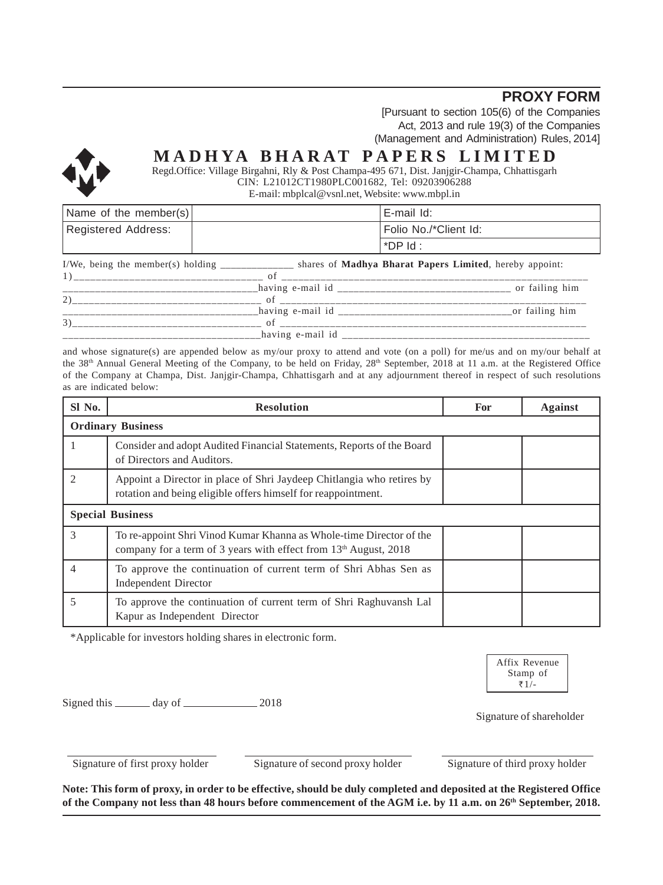## PROXY FORM

[Pursuant to section 105(6) of the Companies Act, 2013 and rule 19(3) of the Companies (Management and Administration) Rules, 2014]

# MADHYA BHARAT PAPERS LIMITED

Regd.Office: Village Birgahni, Rly & Post Champa-495 671, Dist. Janjgir-Champa, Chhattisgarh
CIN: L21012CT1980PLC001682, Tel: 09203906288
E-mail: mbplcal@vsnl.net, Website: www.mbpl.in

| | | |
|---|---|---|
| Name of the member(s) | | E-mail Id: |
| Registered Address: | | Folio No./*Client Id: |
| | | *DP Id : |

I/We, being the member(s) holding _____________ shares of **Madhya Bharat Papers Limited**, hereby appoint:

1) _________________________________ of _______________________________________________________
__________________________________having e-mail id ______________________________ or failing him

2)_________________________________ of _______________________________________________________
__________________________________having e-mail id ______________________________or failing him

3)_________________________________ of _______________________________________________________
__________________________________having e-mail id ____________________________________________

and whose signature(s) are appended below as my/our proxy to attend and vote (on a poll) for me/us and on my/our behalf at the 38th Annual General Meeting of the Company, to be held on Friday, 28th September, 2018 at 11 a.m. at the Registered Office of the Company at Champa, Dist. Janjgir-Champa, Chhattisgarh and at any adjournment thereof in respect of such resolutions as are indicated below:

| Sl No. | Resolution | For | Against |
|---|---|---|---|
| **Ordinary Business** | | | |
| 1 | Consider and adopt Audited Financial Statements, Reports of the Board of Directors and Auditors. | | |
| 2 | Appoint a Director in place of Shri Jaydeep Chitlangia who retires by rotation and being eligible offers himself for reappointment. | | |
| **Special Business** | | | |
| 3 | To re-appoint Shri Vinod Kumar Khanna as Whole-time Director of the company for a term of 3 years with effect from 13th August, 2018 | | |
| 4 | To approve the continuation of current term of Shri Abhas Sen as Independent Director | | |
| 5 | To approve the continuation of current term of Shri Raghuvansh Lal Kapur as Independent Director | | |

*Applicable for investors holding shares in electronic form.

Affix Revenue Stamp of ₹1/-

Signed this ______ day of _____________ 2018

Signature of shareholder

Signature of first proxy holder

Signature of second proxy holder

Signature of third proxy holder

**Note: This form of proxy, in order to be effective, should be duly completed and deposited at the Registered Office of the Company not less than 48 hours before commencement of the AGM i.e. by 11 a.m. on 26th September, 2018.**